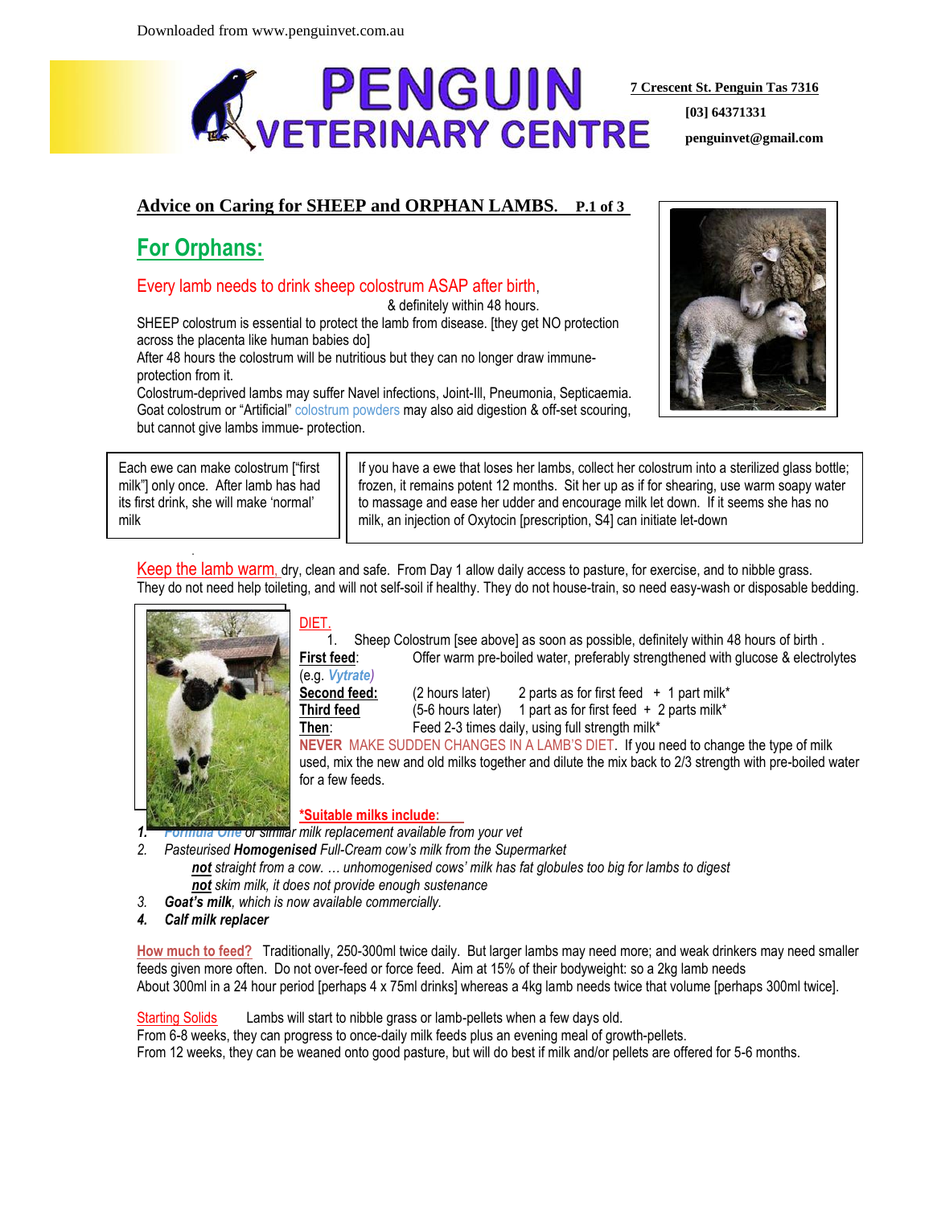Downloaded from www.penguinvet.com.au

# PENGUIN VETERINARY CENTRE

**7 Crescent St. Penguin Tas 7316**
**[03] 64371331**
**penguinvet@gmail.com**

## Advice on Caring for SHEEP and ORPHAN LAMBS.

## For Orphans:

### Every lamb needs to drink sheep colostrum ASAP after birth, & definitely within 48 hours.

SHEEP colostrum is essential to protect the lamb from disease. [they get NO protection across the placenta like human babies do]
After 48 hours the colostrum will be nutritious but they can no longer draw immune-protection from it.
Colostrum-deprived lambs may suffer Navel infections, Joint-Ill, Pneumonia, Septicaemia.
Goat colostrum or "Artificial" colostrum powders may also aid digestion & off-set scouring, but cannot give lambs immue- protection.

> Each ewe can make colostrum ["first milk"] only once. After lamb has had its first drink, she will make 'normal' milk

> If you have a ewe that loses her lambs, collect her colostrum into a sterilized glass bottle; frozen, it remains potent 12 months. Sit her up as if for shearing, use warm soapy water to massage and ease her udder and encourage milk let down. If it seems she has no milk, an injection of Oxytocin [prescription, S4] can initiate let-down

**Keep the lamb warm,** dry, clean and safe. From Day 1 allow daily access to pasture, for exercise, and to nibble grass. They do not need help toileting, and will not self-soil if healthy. They do not house-train, so need easy-wash or disposable bedding.

**DIET.**

1. Sheep Colostrum [see above] as soon as possible, definitely within 48 hours of birth .

**First feed**: Offer warm pre-boiled water, preferably strengthened with glucose & electrolytes (e.g. *Vytrate*)
**Second feed:** (2 hours later) 2 parts as for first feed + 1 part milk*
**Third feed** (5-6 hours later) 1 part as for first feed + 2 parts milk*
**Then**: Feed 2-3 times daily, using full strength milk*

**NEVER** MAKE SUDDEN CHANGES IN A LAMB'S DIET. If you need to change the type of milk used, mix the new and old milks together and dilute the mix back to 2/3 strength with pre-boiled water for a few feeds.

**\*Suitable milks include**:

1. *Formula One or similar milk replacement available from your vet*
2. *Pasteurised **Homogenised** Full-Cream cow's milk from the Supermarket*
   - ***not** straight from a cow. … unhomogenised cows' milk has fat globules too big for lambs to digest*
   - ***not** skim milk, it does not provide enough sustenance*
3. ***Goat's milk**, which is now available commercially.*
4. ***Calf milk replacer***

**How much to feed?** Traditionally, 250-300ml twice daily. But larger lambs may need more; and weak drinkers may need smaller feeds given more often. Do not over-feed or force feed. Aim at 15% of their bodyweight: so a 2kg lamb needs About 300ml in a 24 hour period [perhaps 4 x 75ml drinks] whereas a 4kg lamb needs twice that volume [perhaps 300ml twice].

**Starting Solids** Lambs will start to nibble grass or lamb-pellets when a few days old.
From 6-8 weeks, they can progress to once-daily milk feeds plus an evening meal of growth-pellets.
From 12 weeks, they can be weaned onto good pasture, but will do best if milk and/or pellets are offered for 5-6 months.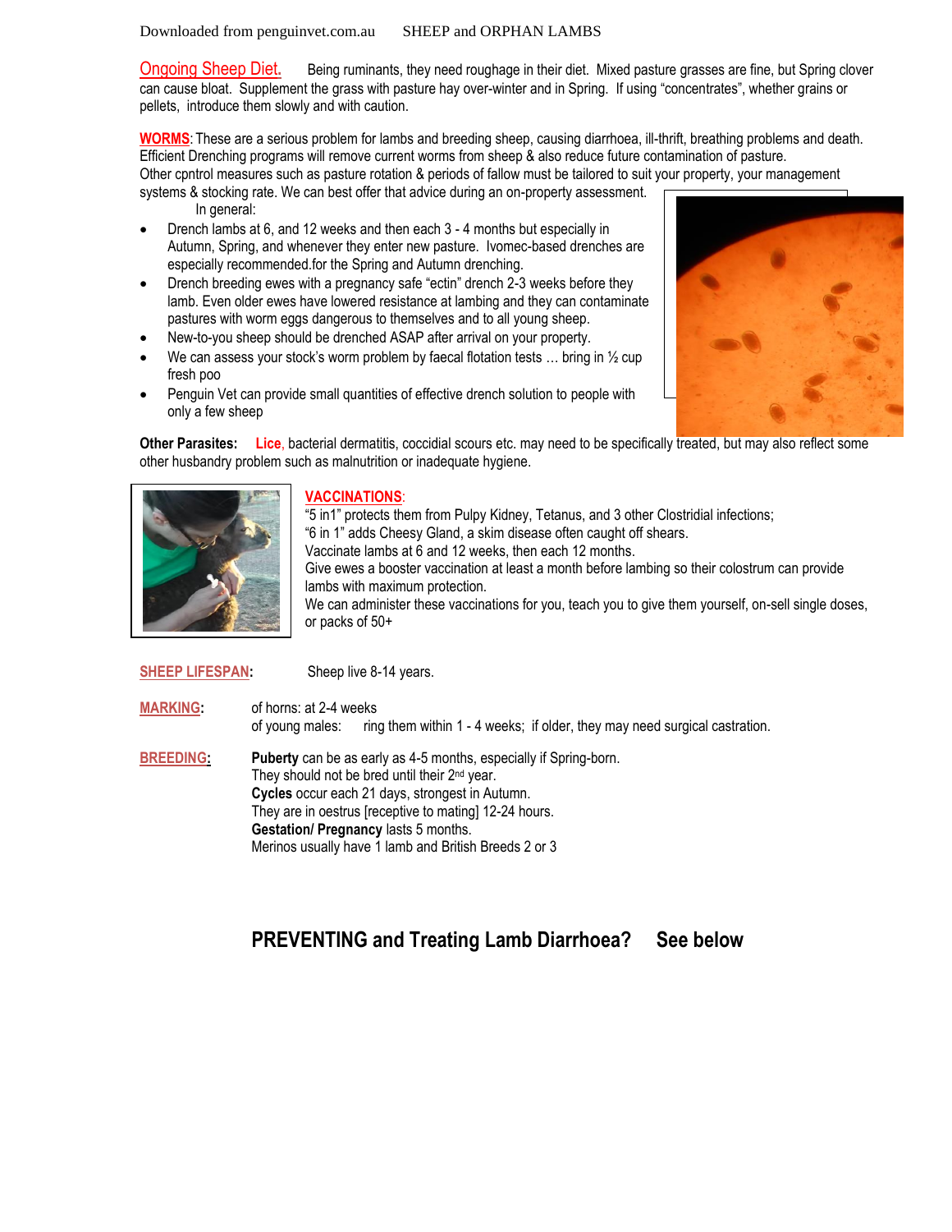**Ongoing Sheep Diet.** Being ruminants, they need roughage in their diet. Mixed pasture grasses are fine, but Spring clover can cause bloat. Supplement the grass with pasture hay over-winter and in Spring. If using "concentrates", whether grains or pellets, introduce them slowly and with caution.

**WORMS**: These are a serious problem for lambs and breeding sheep, causing diarrhoea, ill-thrift, breathing problems and death. Efficient Drenching programs will remove current worms from sheep & also reduce future contamination of pasture.
Other cpntrol measures such as pasture rotation & periods of fallow must be tailored to suit your property, your management systems & stocking rate. We can best offer that advice during an on-property assessment.

In general:

- Drench lambs at 6, and 12 weeks and then each 3 - 4 months but especially in Autumn, Spring, and whenever they enter new pasture. Ivomec-based drenches are especially recommended.for the Spring and Autumn drenching.
- Drench breeding ewes with a pregnancy safe "ectin" drench 2-3 weeks before they lamb. Even older ewes have lowered resistance at lambing and they can contaminate pastures with worm eggs dangerous to themselves and to all young sheep.
- New-to-you sheep should be drenched ASAP after arrival on your property.
- We can assess your stock's worm problem by faecal flotation tests … bring in ½ cup fresh poo
- Penguin Vet can provide small quantities of effective drench solution to people with only a few sheep

**Other Parasites:** Lice, bacterial dermatitis, coccidial scours etc. may need to be specifically treated, but may also reflect some other husbandry problem such as malnutrition or inadequate hygiene.

**VACCINATIONS**:
"5 in1" protects them from Pulpy Kidney, Tetanus, and 3 other Clostridial infections;
"6 in 1" adds Cheesy Gland, a skim disease often caught off shears.
Vaccinate lambs at 6 and 12 weeks, then each 12 months.
Give ewes a booster vaccination at least a month before lambing so their colostrum can provide lambs with maximum protection.
We can administer these vaccinations for you, teach you to give them yourself, on-sell single doses, or packs of 50+

**SHEEP LIFESPAN:** Sheep live 8-14 years.

**MARKING:** of horns: at 2-4 weeks
of young males: ring them within 1 - 4 weeks; if older, they may need surgical castration.

**BREEDING:** **Puberty** can be as early as 4-5 months, especially if Spring-born.
They should not be bred until their 2nd year.
**Cycles** occur each 21 days, strongest in Autumn.
They are in oestrus [receptive to mating] 12-24 hours.
**Gestation/ Pregnancy** lasts 5 months.
Merinos usually have 1 lamb and British Breeds 2 or 3

**PREVENTING and Treating Lamb Diarrhoea? See below**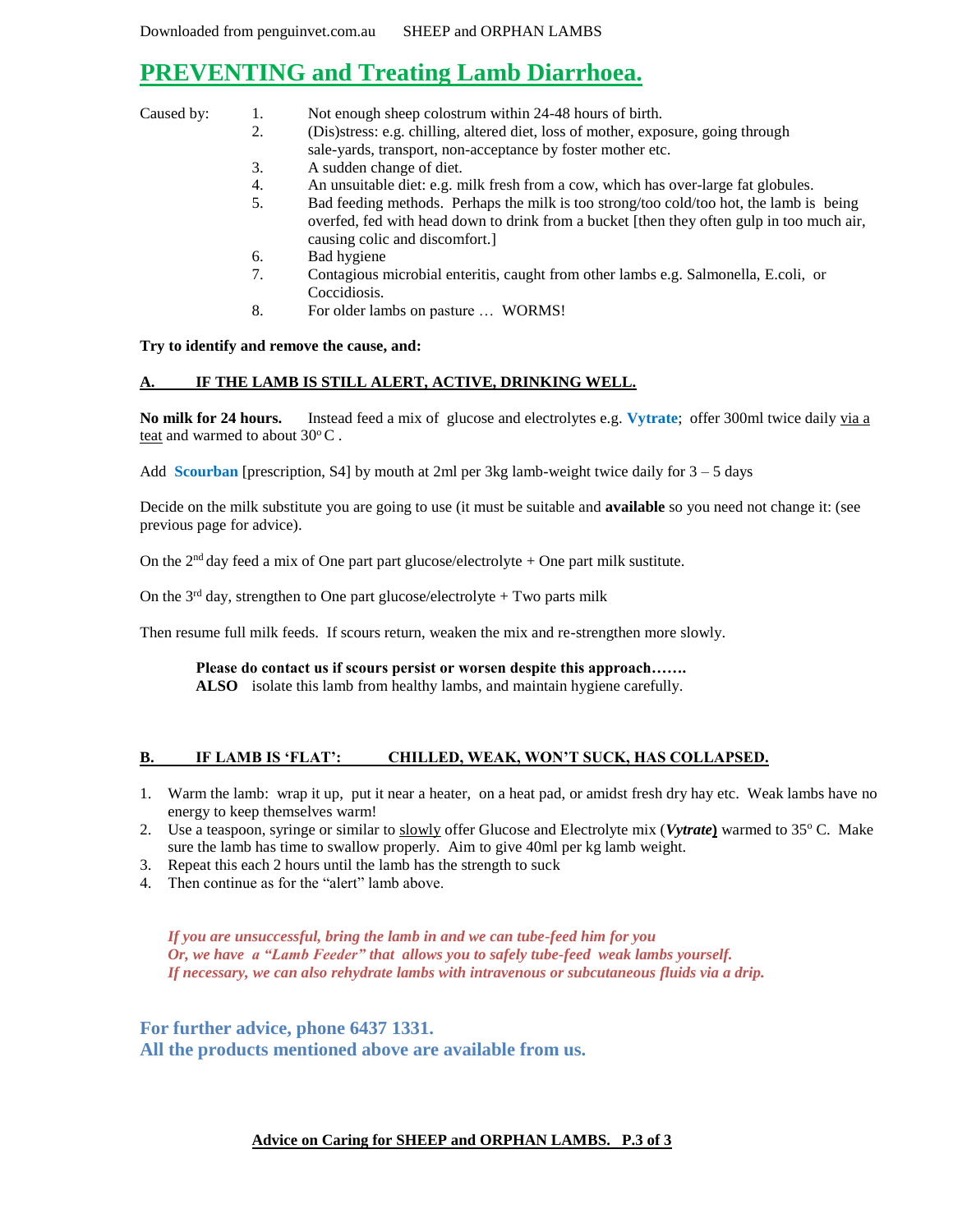# PREVENTING and Treating Lamb Diarrhoea.

Caused by:

1. Not enough sheep colostrum within 24-48 hours of birth.
2. (Dis)stress: e.g. chilling, altered diet, loss of mother, exposure, going through sale-yards, transport, non-acceptance by foster mother etc.
3. A sudden change of diet.
4. An unsuitable diet: e.g. milk fresh from a cow, which has over-large fat globules.
5. Bad feeding methods. Perhaps the milk is too strong/too cold/too hot, the lamb is being overfed, fed with head down to drink from a bucket [then they often gulp in too much air, causing colic and discomfort.]
6. Bad hygiene
7. Contagious microbial enteritis, caught from other lambs e.g. Salmonella, E.coli, or Coccidiosis.
8. For older lambs on pasture … WORMS!

**Try to identify and remove the cause, and:**

## A. IF THE LAMB IS STILL ALERT, ACTIVE, DRINKING WELL.

**No milk for 24 hours.** Instead feed a mix of glucose and electrolytes e.g. **Vytrate**; offer 300ml twice daily via a teat and warmed to about 30$^{o}$ C .

Add **Scourban** [prescription, S4] by mouth at 2ml per 3kg lamb-weight twice daily for 3 – 5 days

Decide on the milk substitute you are going to use (it must be suitable and **available** so you need not change it: (see previous page for advice).

On the 2$^{nd}$ day feed a mix of One part part glucose/electrolyte + One part milk sustitute.

On the 3$^{rd}$ day, strengthen to One part glucose/electrolyte + Two parts milk

Then resume full milk feeds. If scours return, weaken the mix and re-strengthen more slowly.

**Please do contact us if scours persist or worsen despite this approach…….**
**ALSO** isolate this lamb from healthy lambs, and maintain hygiene carefully.

## B. IF LAMB IS 'FLAT': CHILLED, WEAK, WON'T SUCK, HAS COLLAPSED.

1. Warm the lamb: wrap it up, put it near a heater, on a heat pad, or amidst fresh dry hay etc. Weak lambs have no energy to keep themselves warm!
2. Use a teaspoon, syringe or similar to slowly offer Glucose and Electrolyte mix (***Vytrate***) warmed to 35$^{o}$ C. Make sure the lamb has time to swallow properly. Aim to give 40ml per kg lamb weight.
3. Repeat this each 2 hours until the lamb has the strength to suck
4. Then continue as for the "alert" lamb above.

***If you are unsuccessful, bring the lamb in and we can tube-feed him for you***
***Or, we have a "Lamb Feeder" that allows you to safely tube-feed weak lambs yourself.***
***If necessary, we can also rehydrate lambs with intravenous or subcutaneous fluids via a drip.***

**For further advice, phone 6437 1331.**
**All the products mentioned above are available from us.**